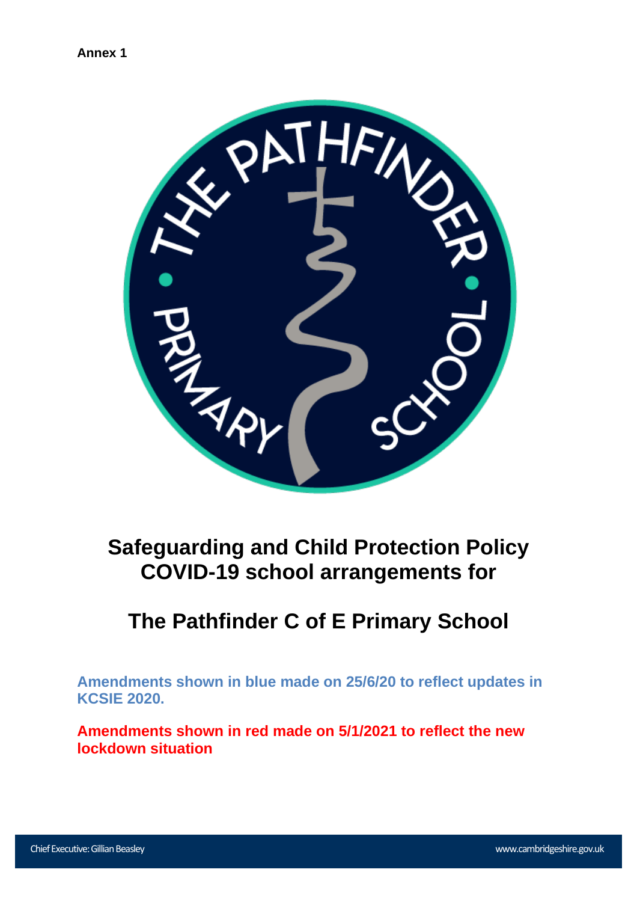**Annex 1**

# Safeguarding and Child Protection Policy COVID-19 school arrangements for

# The Pathfinder C of E Primary School

**Amendments shown in blue made on 25/6/20 to reflect updates in KCSIE 2020.**

**Amendments shown in red made on 5/1/2021 to reflect the new lockdown situation**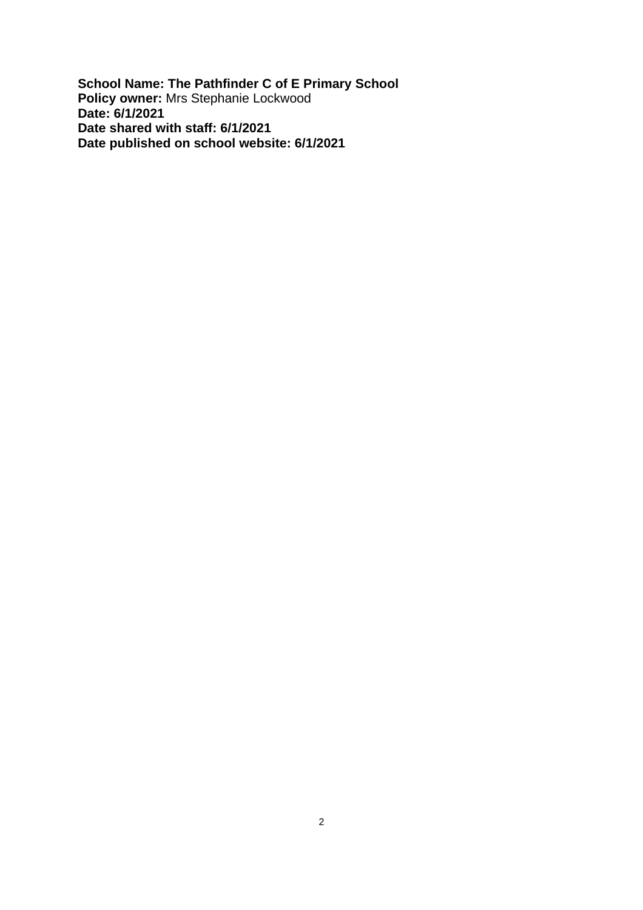**School Name: The Pathfinder C of E Primary School**
**Policy owner:** Mrs Stephanie Lockwood
**Date: 6/1/2021**
**Date shared with staff: 6/1/2021**
**Date published on school website: 6/1/2021**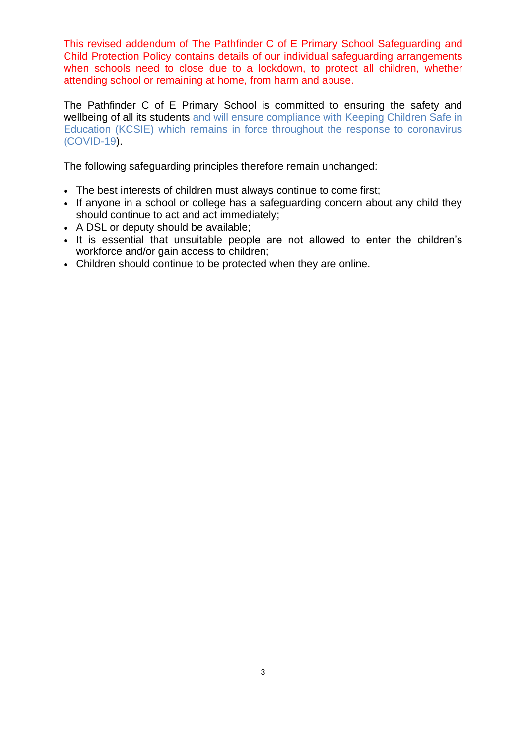This revised addendum of The Pathfinder C of E Primary School Safeguarding and Child Protection Policy contains details of our individual safeguarding arrangements when schools need to close due to a lockdown, to protect all children, whether attending school or remaining at home, from harm and abuse.

The Pathfinder C of E Primary School is committed to ensuring the safety and wellbeing of all its students and will ensure compliance with Keeping Children Safe in Education (KCSIE) which remains in force throughout the response to coronavirus (COVID-19).

The following safeguarding principles therefore remain unchanged:

- The best interests of children must always continue to come first;
- If anyone in a school or college has a safeguarding concern about any child they should continue to act and act immediately;
- A DSL or deputy should be available;
- It is essential that unsuitable people are not allowed to enter the children's workforce and/or gain access to children;
- Children should continue to be protected when they are online.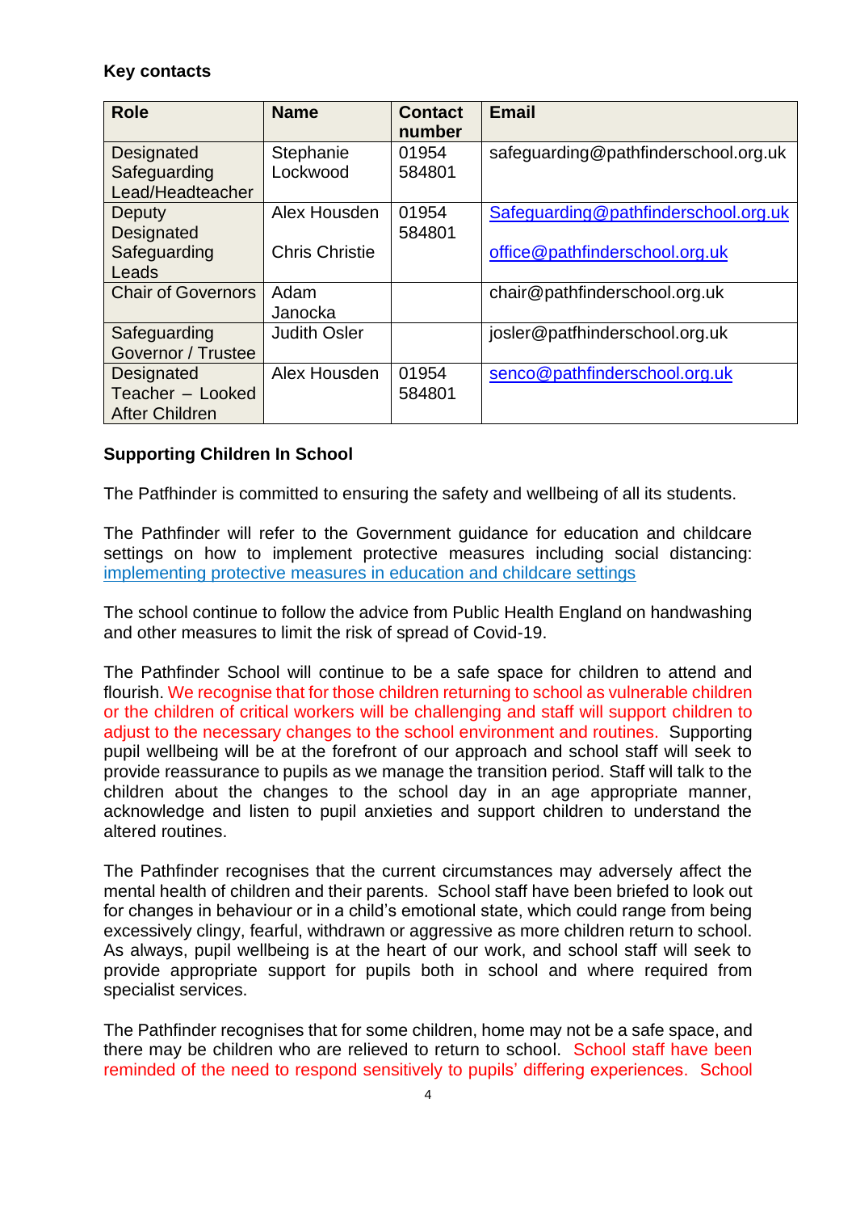**Key contacts**

| Role | Name | Contact number | Email |
|---|---|---|---|
| Designated Safeguarding Lead/Headteacher | Stephanie Lockwood | 01954 584801 | safeguarding@pathfinderschool.org.uk |
| Deputy Designated Safeguarding Leads | Alex Housden<br><br>Chris Christie | 01954 584801 | Safeguarding@pathfinderschool.org.uk<br><br>office@pathfinderschool.org.uk |
| Chair of Governors | Adam Janocka | | chair@pathfinderschool.org.uk |
| Safeguarding Governor / Trustee | Judith Osler | | josler@patfhinderschool.org.uk |
| Designated Teacher – Looked After Children | Alex Housden | 01954 584801 | senco@pathfinderschool.org.uk |

**Supporting Children In School**

The Patfhinder is committed to ensuring the safety and wellbeing of all its students.

The Pathfinder will refer to the Government guidance for education and childcare settings on how to implement protective measures including social distancing: implementing protective measures in education and childcare settings

The school continue to follow the advice from Public Health England on handwashing and other measures to limit the risk of spread of Covid-19.

The Pathfinder School will continue to be a safe space for children to attend and flourish. We recognise that for those children returning to school as vulnerable children or the children of critical workers will be challenging and staff will support children to adjust to the necessary changes to the school environment and routines. Supporting pupil wellbeing will be at the forefront of our approach and school staff will seek to provide reassurance to pupils as we manage the transition period. Staff will talk to the children about the changes to the school day in an age appropriate manner, acknowledge and listen to pupil anxieties and support children to understand the altered routines.

The Pathfinder recognises that the current circumstances may adversely affect the mental health of children and their parents. School staff have been briefed to look out for changes in behaviour or in a child's emotional state, which could range from being excessively clingy, fearful, withdrawn or aggressive as more children return to school. As always, pupil wellbeing is at the heart of our work, and school staff will seek to provide appropriate support for pupils both in school and where required from specialist services.

The Pathfinder recognises that for some children, home may not be a safe space, and there may be children who are relieved to return to school. School staff have been reminded of the need to respond sensitively to pupils' differing experiences. School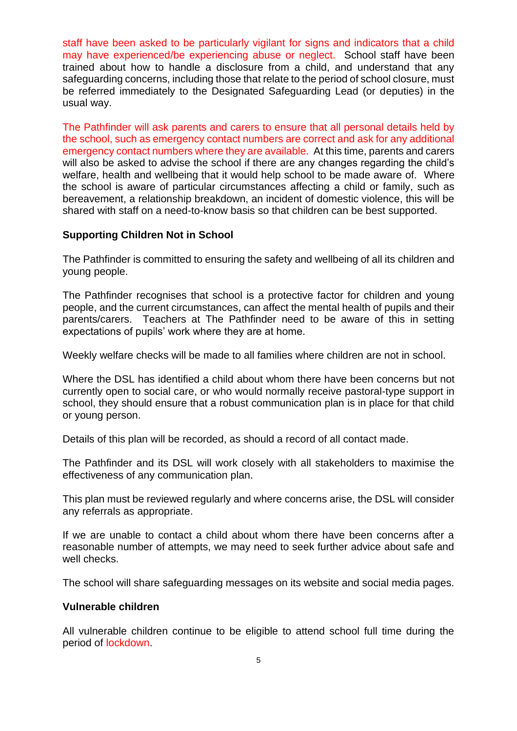staff have been asked to be particularly vigilant for signs and indicators that a child may have experienced/be experiencing abuse or neglect. School staff have been trained about how to handle a disclosure from a child, and understand that any safeguarding concerns, including those that relate to the period of school closure, must be referred immediately to the Designated Safeguarding Lead (or deputies) in the usual way.

The Pathfinder will ask parents and carers to ensure that all personal details held by the school, such as emergency contact numbers are correct and ask for any additional emergency contact numbers where they are available. At this time, parents and carers will also be asked to advise the school if there are any changes regarding the child's welfare, health and wellbeing that it would help school to be made aware of. Where the school is aware of particular circumstances affecting a child or family, such as bereavement, a relationship breakdown, an incident of domestic violence, this will be shared with staff on a need-to-know basis so that children can be best supported.

**Supporting Children Not in School**

The Pathfinder is committed to ensuring the safety and wellbeing of all its children and young people.

The Pathfinder recognises that school is a protective factor for children and young people, and the current circumstances, can affect the mental health of pupils and their parents/carers. Teachers at The Pathfinder need to be aware of this in setting expectations of pupils' work where they are at home.

Weekly welfare checks will be made to all families where children are not in school.

Where the DSL has identified a child about whom there have been concerns but not currently open to social care, or who would normally receive pastoral-type support in school, they should ensure that a robust communication plan is in place for that child or young person.

Details of this plan will be recorded, as should a record of all contact made.

The Pathfinder and its DSL will work closely with all stakeholders to maximise the effectiveness of any communication plan.

This plan must be reviewed regularly and where concerns arise, the DSL will consider any referrals as appropriate.

If we are unable to contact a child about whom there have been concerns after a reasonable number of attempts, we may need to seek further advice about safe and well checks.

The school will share safeguarding messages on its website and social media pages.

**Vulnerable children**

All vulnerable children continue to be eligible to attend school full time during the period of lockdown.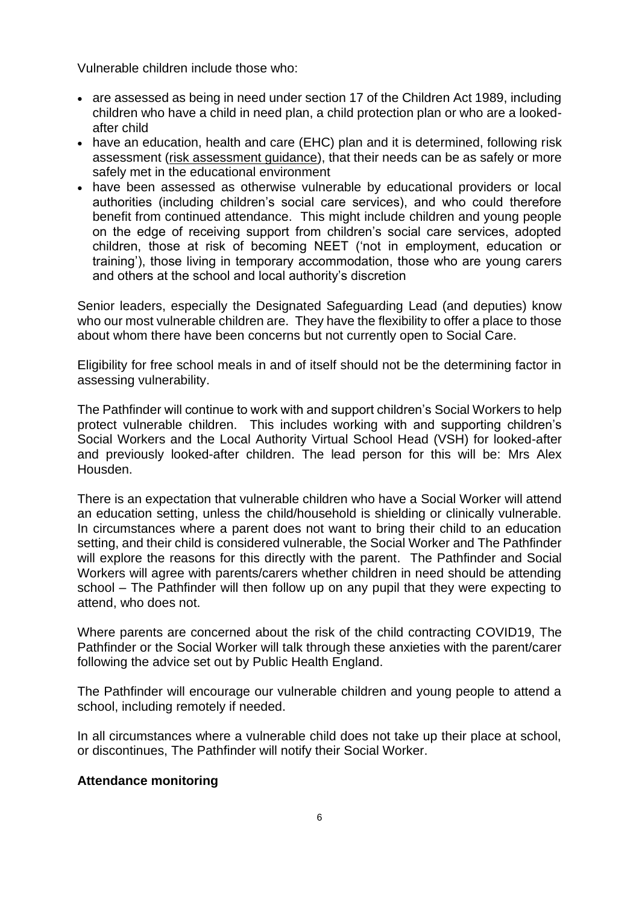Vulnerable children include those who:

- are assessed as being in need under section 17 of the Children Act 1989, including children who have a child in need plan, a child protection plan or who are a looked-after child
- have an education, health and care (EHC) plan and it is determined, following risk assessment (risk assessment guidance), that their needs can be as safely or more safely met in the educational environment
- have been assessed as otherwise vulnerable by educational providers or local authorities (including children's social care services), and who could therefore benefit from continued attendance. This might include children and young people on the edge of receiving support from children's social care services, adopted children, those at risk of becoming NEET ('not in employment, education or training'), those living in temporary accommodation, those who are young carers and others at the school and local authority's discretion

Senior leaders, especially the Designated Safeguarding Lead (and deputies) know who our most vulnerable children are. They have the flexibility to offer a place to those about whom there have been concerns but not currently open to Social Care.

Eligibility for free school meals in and of itself should not be the determining factor in assessing vulnerability.

The Pathfinder will continue to work with and support children's Social Workers to help protect vulnerable children. This includes working with and supporting children's Social Workers and the Local Authority Virtual School Head (VSH) for looked-after and previously looked-after children. The lead person for this will be: Mrs Alex Housden.

There is an expectation that vulnerable children who have a Social Worker will attend an education setting, unless the child/household is shielding or clinically vulnerable. In circumstances where a parent does not want to bring their child to an education setting, and their child is considered vulnerable, the Social Worker and The Pathfinder will explore the reasons for this directly with the parent. The Pathfinder and Social Workers will agree with parents/carers whether children in need should be attending school – The Pathfinder will then follow up on any pupil that they were expecting to attend, who does not.

Where parents are concerned about the risk of the child contracting COVID19, The Pathfinder or the Social Worker will talk through these anxieties with the parent/carer following the advice set out by Public Health England.

The Pathfinder will encourage our vulnerable children and young people to attend a school, including remotely if needed.

In all circumstances where a vulnerable child does not take up their place at school, or discontinues, The Pathfinder will notify their Social Worker.

**Attendance monitoring**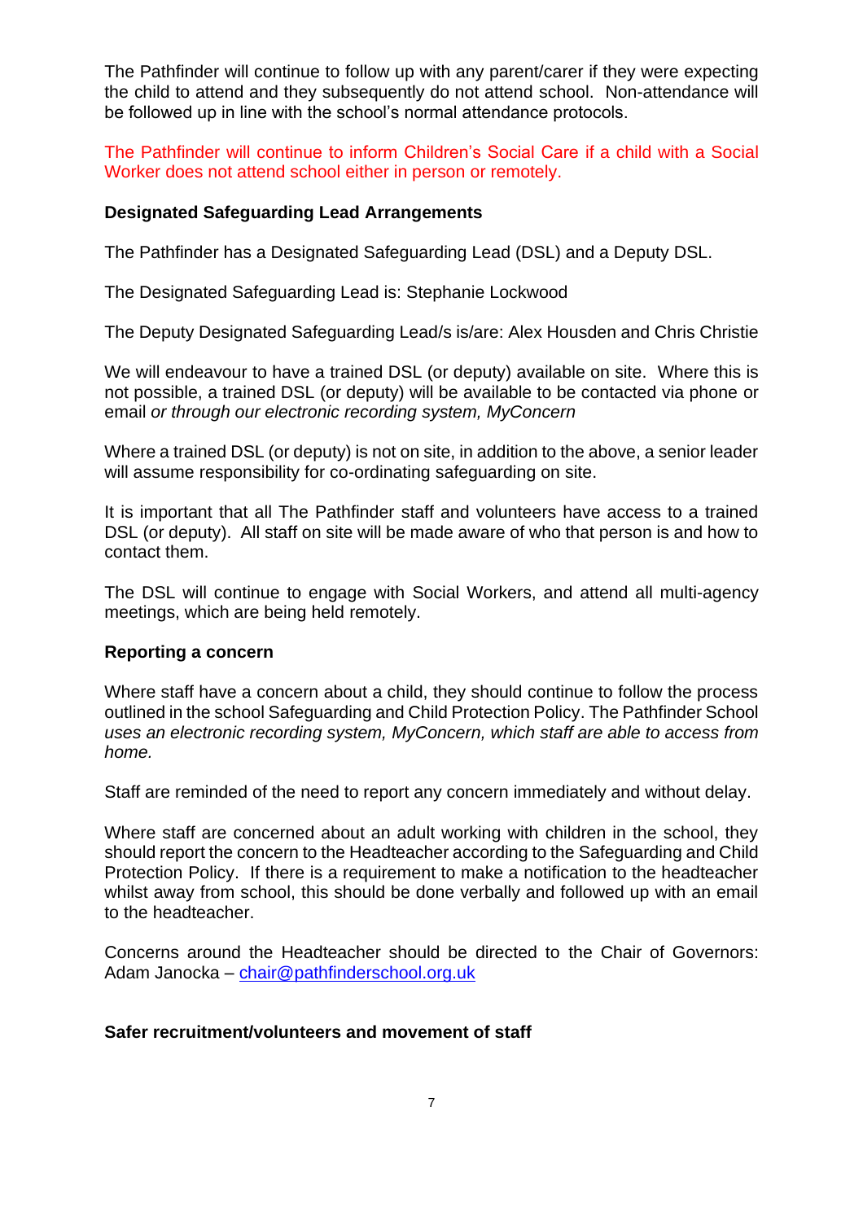The Pathfinder will continue to follow up with any parent/carer if they were expecting the child to attend and they subsequently do not attend school. Non-attendance will be followed up in line with the school's normal attendance protocols.

The Pathfinder will continue to inform Children's Social Care if a child with a Social Worker does not attend school either in person or remotely.

**Designated Safeguarding Lead Arrangements**

The Pathfinder has a Designated Safeguarding Lead (DSL) and a Deputy DSL.

The Designated Safeguarding Lead is: Stephanie Lockwood

The Deputy Designated Safeguarding Lead/s is/are: Alex Housden and Chris Christie

We will endeavour to have a trained DSL (or deputy) available on site. Where this is not possible, a trained DSL (or deputy) will be available to be contacted via phone or email *or through our electronic recording system, MyConcern*

Where a trained DSL (or deputy) is not on site, in addition to the above, a senior leader will assume responsibility for co-ordinating safeguarding on site.

It is important that all The Pathfinder staff and volunteers have access to a trained DSL (or deputy). All staff on site will be made aware of who that person is and how to contact them.

The DSL will continue to engage with Social Workers, and attend all multi-agency meetings, which are being held remotely.

**Reporting a concern**

Where staff have a concern about a child, they should continue to follow the process outlined in the school Safeguarding and Child Protection Policy. The Pathfinder School *uses an electronic recording system, MyConcern, which staff are able to access from home.*

Staff are reminded of the need to report any concern immediately and without delay.

Where staff are concerned about an adult working with children in the school, they should report the concern to the Headteacher according to the Safeguarding and Child Protection Policy. If there is a requirement to make a notification to the headteacher whilst away from school, this should be done verbally and followed up with an email to the headteacher.

Concerns around the Headteacher should be directed to the Chair of Governors: Adam Janocka – chair@pathfinderschool.org.uk

**Safer recruitment/volunteers and movement of staff**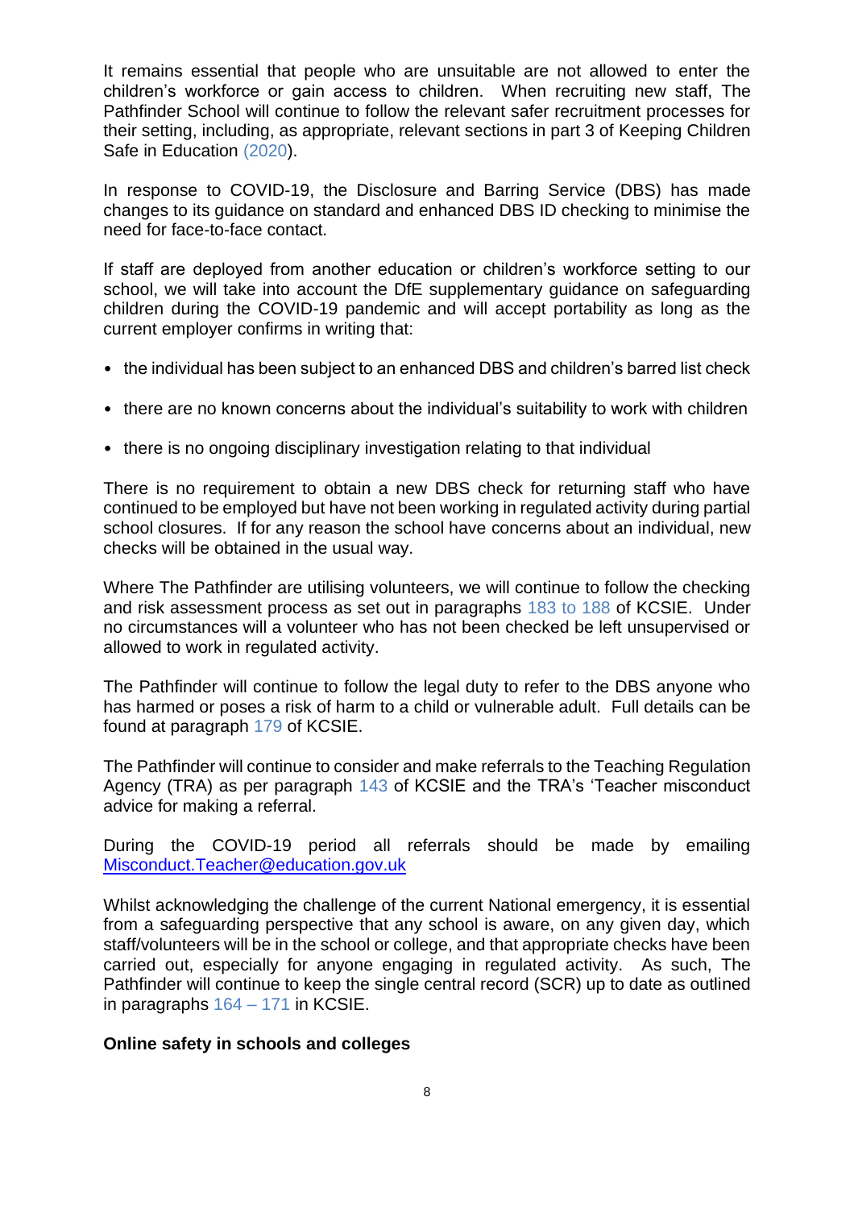It remains essential that people who are unsuitable are not allowed to enter the children's workforce or gain access to children. When recruiting new staff, The Pathfinder School will continue to follow the relevant safer recruitment processes for their setting, including, as appropriate, relevant sections in part 3 of Keeping Children Safe in Education (2020).

In response to COVID-19, the Disclosure and Barring Service (DBS) has made changes to its guidance on standard and enhanced DBS ID checking to minimise the need for face-to-face contact.

If staff are deployed from another education or children's workforce setting to our school, we will take into account the DfE supplementary guidance on safeguarding children during the COVID-19 pandemic and will accept portability as long as the current employer confirms in writing that:

- the individual has been subject to an enhanced DBS and children's barred list check
- there are no known concerns about the individual's suitability to work with children
- there is no ongoing disciplinary investigation relating to that individual

There is no requirement to obtain a new DBS check for returning staff who have continued to be employed but have not been working in regulated activity during partial school closures. If for any reason the school have concerns about an individual, new checks will be obtained in the usual way.

Where The Pathfinder are utilising volunteers, we will continue to follow the checking and risk assessment process as set out in paragraphs 183 to 188 of KCSIE. Under no circumstances will a volunteer who has not been checked be left unsupervised or allowed to work in regulated activity.

The Pathfinder will continue to follow the legal duty to refer to the DBS anyone who has harmed or poses a risk of harm to a child or vulnerable adult. Full details can be found at paragraph 179 of KCSIE.

The Pathfinder will continue to consider and make referrals to the Teaching Regulation Agency (TRA) as per paragraph 143 of KCSIE and the TRA's 'Teacher misconduct advice for making a referral.

During the COVID-19 period all referrals should be made by emailing Misconduct.Teacher@education.gov.uk

Whilst acknowledging the challenge of the current National emergency, it is essential from a safeguarding perspective that any school is aware, on any given day, which staff/volunteers will be in the school or college, and that appropriate checks have been carried out, especially for anyone engaging in regulated activity. As such, The Pathfinder will continue to keep the single central record (SCR) up to date as outlined in paragraphs 164 – 171 in KCSIE.

**Online safety in schools and colleges**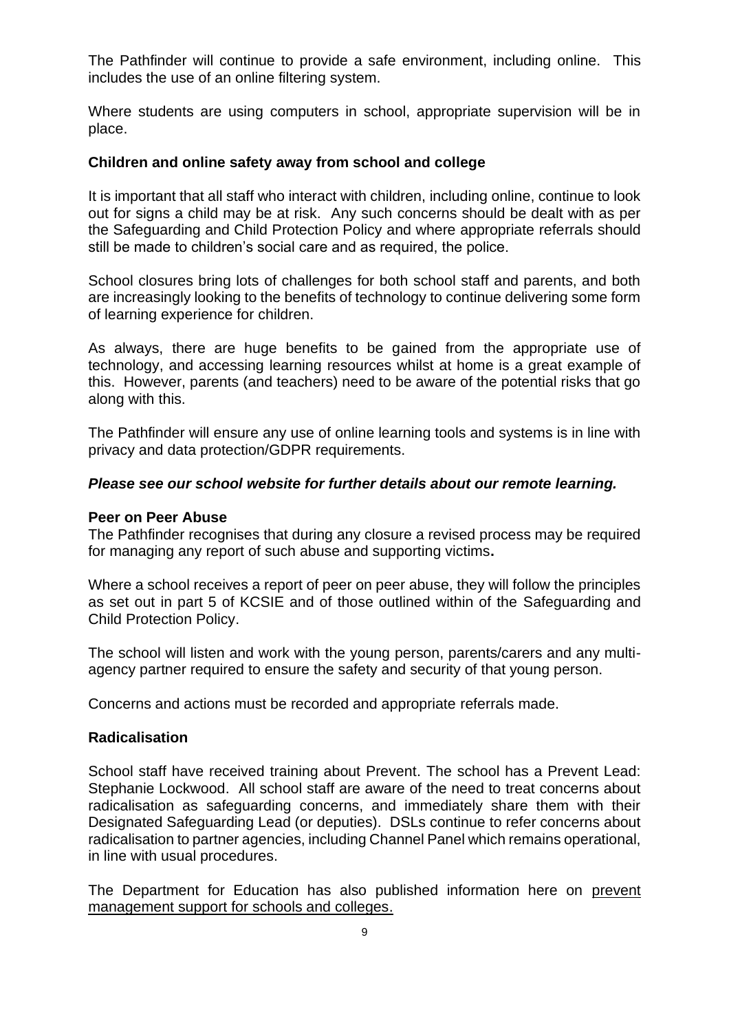The Pathfinder will continue to provide a safe environment, including online. This includes the use of an online filtering system.

Where students are using computers in school, appropriate supervision will be in place.

### Children and online safety away from school and college

It is important that all staff who interact with children, including online, continue to look out for signs a child may be at risk. Any such concerns should be dealt with as per the Safeguarding and Child Protection Policy and where appropriate referrals should still be made to children's social care and as required, the police.

School closures bring lots of challenges for both school staff and parents, and both are increasingly looking to the benefits of technology to continue delivering some form of learning experience for children.

As always, there are huge benefits to be gained from the appropriate use of technology, and accessing learning resources whilst at home is a great example of this. However, parents (and teachers) need to be aware of the potential risks that go along with this.

The Pathfinder will ensure any use of online learning tools and systems is in line with privacy and data protection/GDPR requirements.

***Please see our school website for further details about our remote learning.***

### Peer on Peer Abuse

The Pathfinder recognises that during any closure a revised process may be required for managing any report of such abuse and supporting victims**.**

Where a school receives a report of peer on peer abuse, they will follow the principles as set out in part 5 of KCSIE and of those outlined within of the Safeguarding and Child Protection Policy.

The school will listen and work with the young person, parents/carers and any multi-agency partner required to ensure the safety and security of that young person.

Concerns and actions must be recorded and appropriate referrals made.

### Radicalisation

School staff have received training about Prevent. The school has a Prevent Lead: Stephanie Lockwood. All school staff are aware of the need to treat concerns about radicalisation as safeguarding concerns, and immediately share them with their Designated Safeguarding Lead (or deputies). DSLs continue to refer concerns about radicalisation to partner agencies, including Channel Panel which remains operational, in line with usual procedures.

The Department for Education has also published information here on prevent management support for schools and colleges.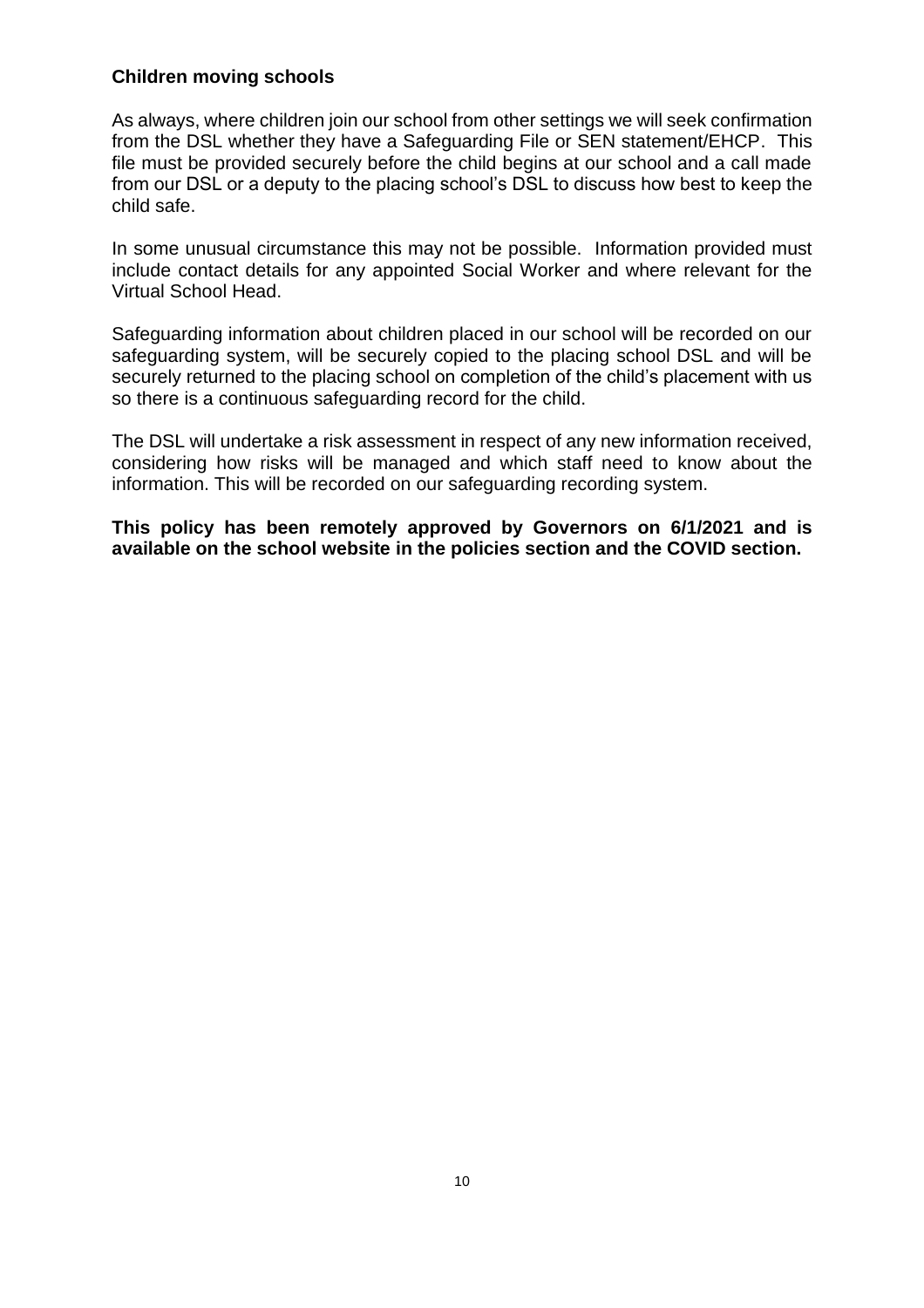**Children moving schools**

As always, where children join our school from other settings we will seek confirmation from the DSL whether they have a Safeguarding File or SEN statement/EHCP. This file must be provided securely before the child begins at our school and a call made from our DSL or a deputy to the placing school's DSL to discuss how best to keep the child safe.

In some unusual circumstance this may not be possible. Information provided must include contact details for any appointed Social Worker and where relevant for the Virtual School Head.

Safeguarding information about children placed in our school will be recorded on our safeguarding system, will be securely copied to the placing school DSL and will be securely returned to the placing school on completion of the child's placement with us so there is a continuous safeguarding record for the child.

The DSL will undertake a risk assessment in respect of any new information received, considering how risks will be managed and which staff need to know about the information. This will be recorded on our safeguarding recording system.

**This policy has been remotely approved by Governors on 6/1/2021 and is available on the school website in the policies section and the COVID section.**